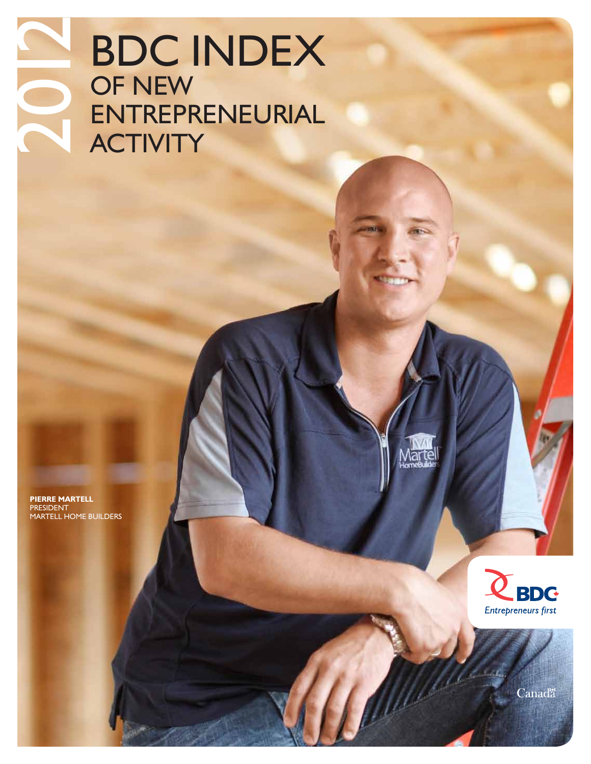2012

# BDC INDEX OF NEW ENTREPRENEURIAL ACTIVITY

**PIERRE MARTELL**
PRESIDENT
MARTELL HOME BUILDERS

BDC
*Entrepreneurs first*

Canada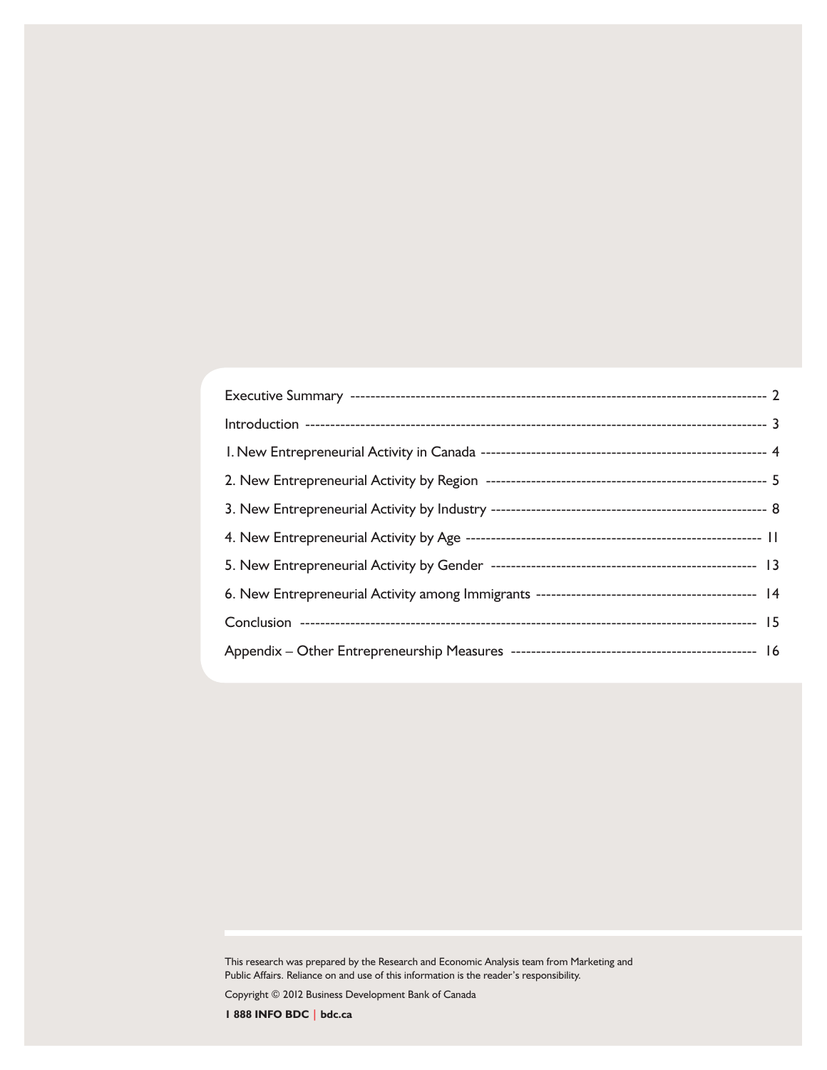Executive Summary ---------------------------------------------------------------------------------- 2

Introduction ---------------------------------------------------------------------------------------- 3

1. New Entrepreneurial Activity in Canada ------------------------------------------------------- 4

2. New Entrepreneurial Activity by Region -------------------------------------------------------- 5

3. New Entrepreneurial Activity by Industry ------------------------------------------------------- 8

4. New Entrepreneurial Activity by Age ------------------------------------------------------------ 11

5. New Entrepreneurial Activity by Gender ------------------------------------------------------ 13

6. New Entrepreneurial Activity among Immigrants ------------------------------------------- 14

Conclusion ------------------------------------------------------------------------------------------ 15

Appendix – Other Entrepreneurship Measures ------------------------------------------------ 16

This research was prepared by the Research and Economic Analysis team from Marketing and Public Affairs. Reliance on and use of this information is the reader's responsibility.

Copyright © 2012 Business Development Bank of Canada

**1 888 INFO BDC | bdc.ca**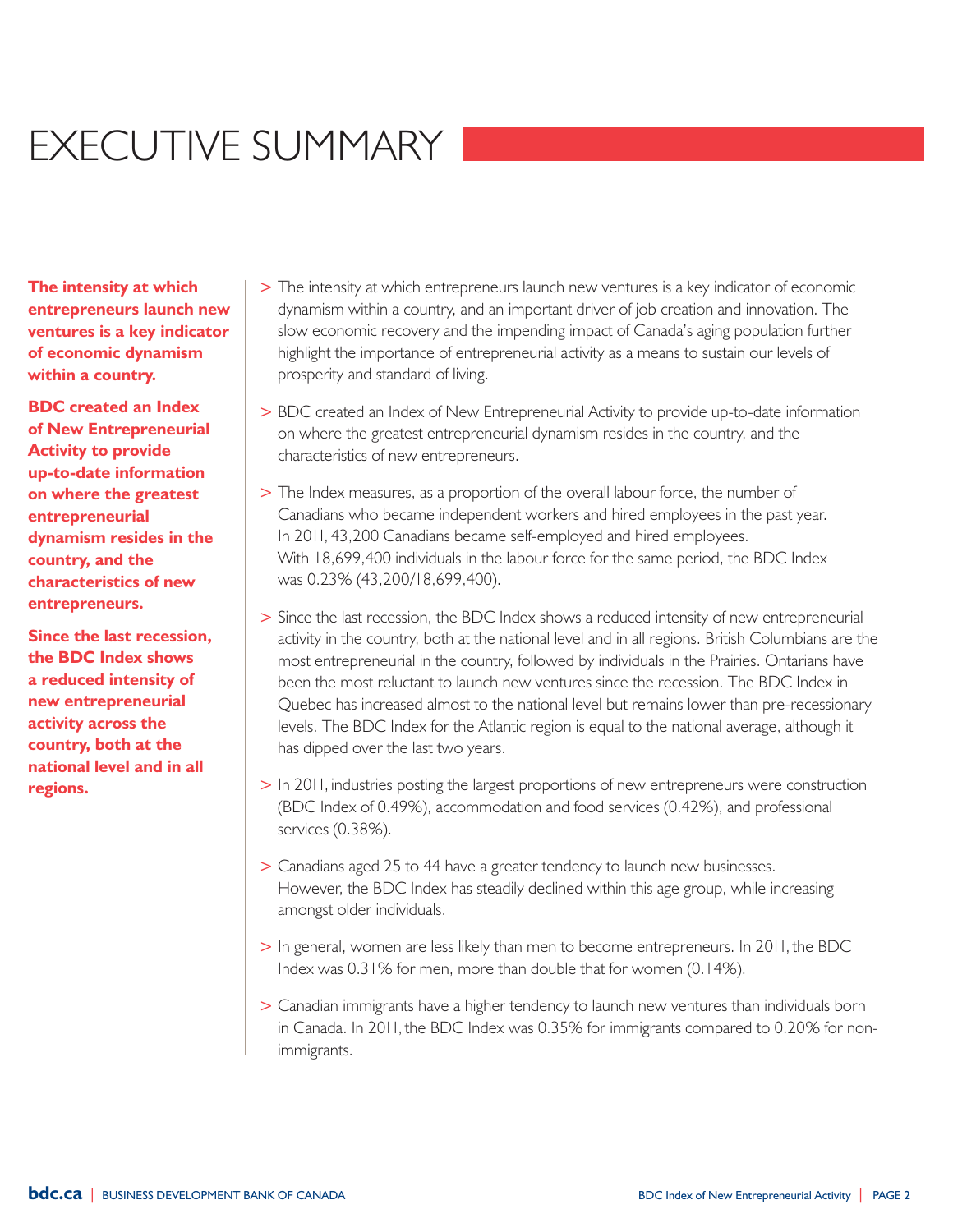# EXECUTIVE SUMMARY

**The intensity at which entrepreneurs launch new ventures is a key indicator of economic dynamism within a country.**

**BDC created an Index of New Entrepreneurial Activity to provide up-to-date information on where the greatest entrepreneurial dynamism resides in the country, and the characteristics of new entrepreneurs.**

**Since the last recession, the BDC Index shows a reduced intensity of new entrepreneurial activity across the country, both at the national level and in all regions.**

> The intensity at which entrepreneurs launch new ventures is a key indicator of economic dynamism within a country, and an important driver of job creation and innovation. The slow economic recovery and the impending impact of Canada's aging population further highlight the importance of entrepreneurial activity as a means to sustain our levels of prosperity and standard of living.

> BDC created an Index of New Entrepreneurial Activity to provide up-to-date information on where the greatest entrepreneurial dynamism resides in the country, and the characteristics of new entrepreneurs.

> The Index measures, as a proportion of the overall labour force, the number of Canadians who became independent workers and hired employees in the past year. In 2011, 43,200 Canadians became self-employed and hired employees. With 18,699,400 individuals in the labour force for the same period, the BDC Index was 0.23% (43,200/18,699,400).

> Since the last recession, the BDC Index shows a reduced intensity of new entrepreneurial activity in the country, both at the national level and in all regions. British Columbians are the most entrepreneurial in the country, followed by individuals in the Prairies. Ontarians have been the most reluctant to launch new ventures since the recession. The BDC Index in Quebec has increased almost to the national level but remains lower than pre-recessionary levels. The BDC Index for the Atlantic region is equal to the national average, although it has dipped over the last two years.

> In 2011, industries posting the largest proportions of new entrepreneurs were construction (BDC Index of 0.49%), accommodation and food services (0.42%), and professional services (0.38%).

> Canadians aged 25 to 44 have a greater tendency to launch new businesses. However, the BDC Index has steadily declined within this age group, while increasing amongst older individuals.

> In general, women are less likely than men to become entrepreneurs. In 2011, the BDC Index was 0.31% for men, more than double that for women (0.14%).

> Canadian immigrants have a higher tendency to launch new ventures than individuals born in Canada. In 2011, the BDC Index was 0.35% for immigrants compared to 0.20% for non-immigrants.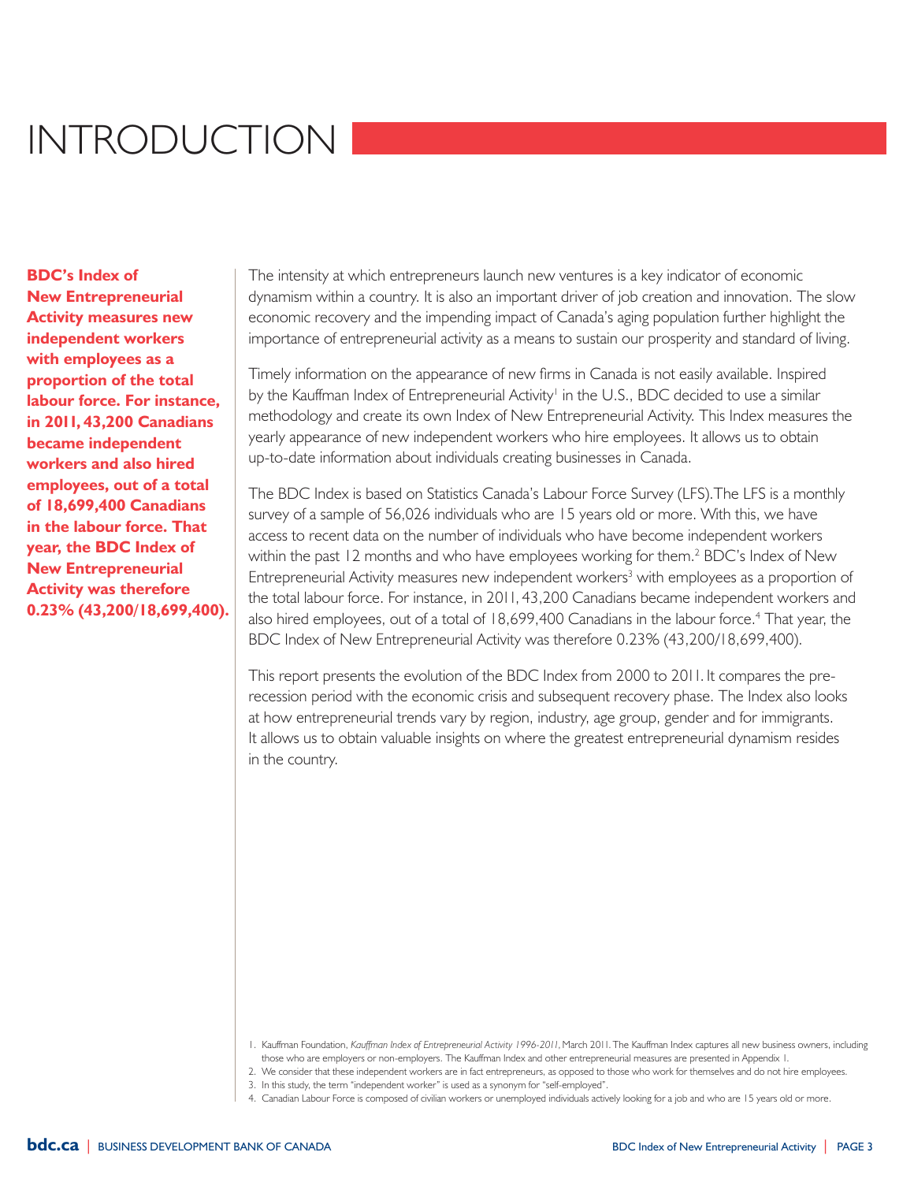# INTRODUCTION

**BDC's Index of New Entrepreneurial Activity measures new independent workers with employees as a proportion of the total labour force. For instance, in 2011, 43,200 Canadians became independent workers and also hired employees, out of a total of 18,699,400 Canadians in the labour force. That year, the BDC Index of New Entrepreneurial Activity was therefore 0.23% (43,200/18,699,400).**

The intensity at which entrepreneurs launch new ventures is a key indicator of economic dynamism within a country. It is also an important driver of job creation and innovation. The slow economic recovery and the impending impact of Canada's aging population further highlight the importance of entrepreneurial activity as a means to sustain our prosperity and standard of living.

Timely information on the appearance of new firms in Canada is not easily available. Inspired by the Kauffman Index of Entrepreneurial Activity[1] in the U.S., BDC decided to use a similar methodology and create its own Index of New Entrepreneurial Activity. This Index measures the yearly appearance of new independent workers who hire employees. It allows us to obtain up-to-date information about individuals creating businesses in Canada.

The BDC Index is based on Statistics Canada's Labour Force Survey (LFS). The LFS is a monthly survey of a sample of 56,026 individuals who are 15 years old or more. With this, we have access to recent data on the number of individuals who have become independent workers within the past 12 months and who have employees working for them.[2] BDC's Index of New Entrepreneurial Activity measures new independent workers[3] with employees as a proportion of the total labour force. For instance, in 2011, 43,200 Canadians became independent workers and also hired employees, out of a total of 18,699,400 Canadians in the labour force.[4] That year, the BDC Index of New Entrepreneurial Activity was therefore 0.23% (43,200/18,699,400).

This report presents the evolution of the BDC Index from 2000 to 2011. It compares the pre-recession period with the economic crisis and subsequent recovery phase. The Index also looks at how entrepreneurial trends vary by region, industry, age group, gender and for immigrants. It allows us to obtain valuable insights on where the greatest entrepreneurial dynamism resides in the country.

1. Kauffman Foundation, *Kauffman Index of Entrepreneurial Activity 1996-2011*, March 2011. The Kauffman Index captures all new business owners, including those who are employers or non-employers. The Kauffman Index and other entrepreneurial measures are presented in Appendix 1.
2. We consider that these independent workers are in fact entrepreneurs, as opposed to those who work for themselves and do not hire employees.
3. In this study, the term "independent worker" is used as a synonym for "self-employed".
4. Canadian Labour Force is composed of civilian workers or unemployed individuals actively looking for a job and who are 15 years old or more.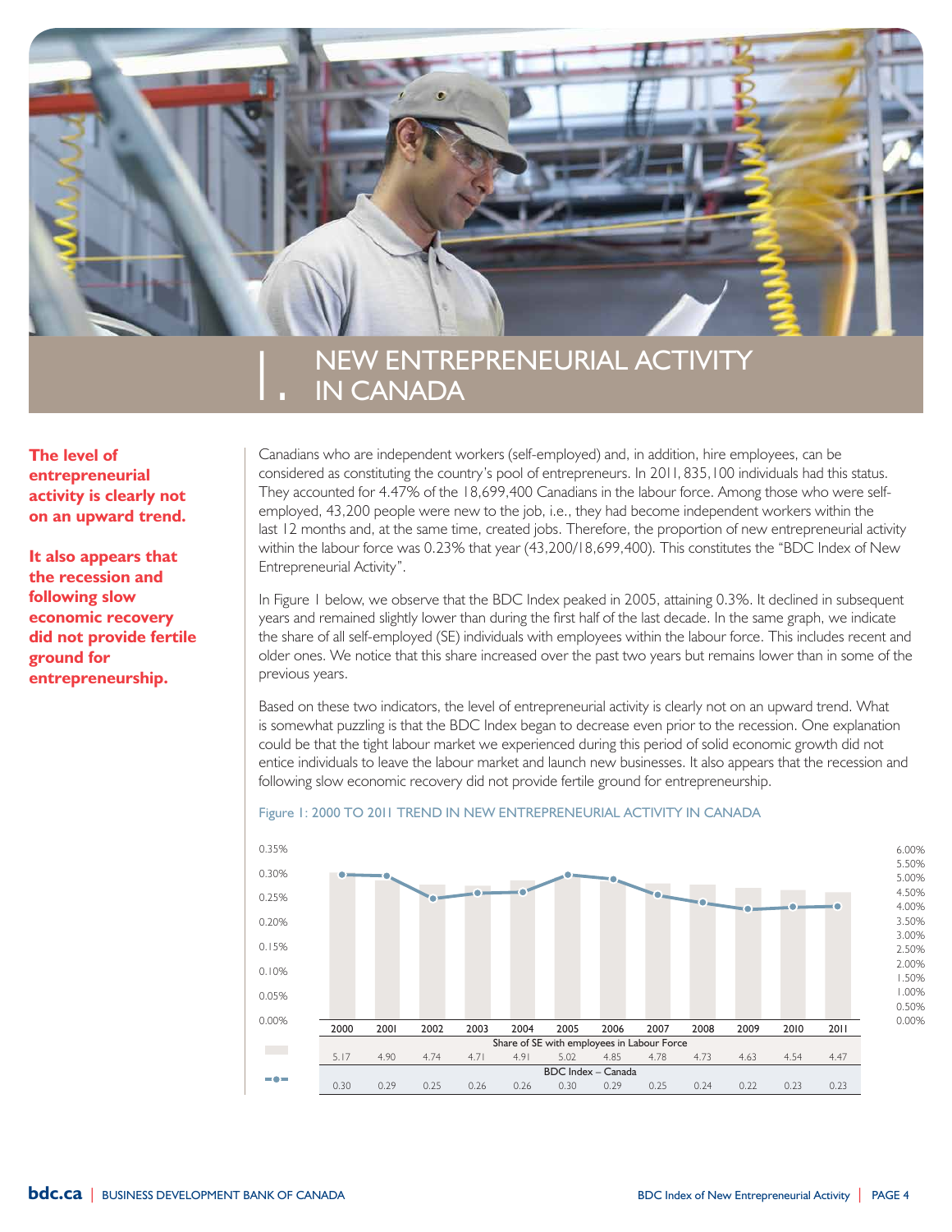# 1. NEW ENTREPRENEURIAL ACTIVITY IN CANADA

**The level of entrepreneurial activity is clearly not on an upward trend.**

**It also appears that the recession and following slow economic recovery did not provide fertile ground for entrepreneurship.**

Canadians who are independent workers (self-employed) and, in addition, hire employees, can be considered as constituting the country's pool of entrepreneurs. In 2011, 835,100 individuals had this status. They accounted for 4.47% of the 18,699,400 Canadians in the labour force. Among those who were self-employed, 43,200 people were new to the job, i.e., they had become independent workers within the last 12 months and, at the same time, created jobs. Therefore, the proportion of new entrepreneurial activity within the labour force was 0.23% that year (43,200/18,699,400). This constitutes the "BDC Index of New Entrepreneurial Activity".

In Figure 1 below, we observe that the BDC Index peaked in 2005, attaining 0.3%. It declined in subsequent years and remained slightly lower than during the first half of the last decade. In the same graph, we indicate the share of all self-employed (SE) individuals with employees within the labour force. This includes recent and older ones. We notice that this share increased over the past two years but remains lower than in some of the previous years.

Based on these two indicators, the level of entrepreneurial activity is clearly not on an upward trend. What is somewhat puzzling is that the BDC Index began to decrease even prior to the recession. One explanation could be that the tight labour market we experienced during this period of solid economic growth did not entice individuals to leave the labour market and launch new businesses. It also appears that the recession and following slow economic recovery did not provide fertile ground for entrepreneurship.

Figure 1: 2000 TO 2011 TREND IN NEW ENTREPRENEURIAL ACTIVITY IN CANADA

| | 2000 | 2001 | 2002 | 2003 | 2004 | 2005 | 2006 | 2007 | 2008 | 2009 | 2010 | 2011 |
|---|---|---|---|---|---|---|---|---|---|---|---|---|
| Share of SE with employees in Labour Force | 5.17 | 4.90 | 4.74 | 4.71 | 4.91 | 5.02 | 4.85 | 4.78 | 4.73 | 4.63 | 4.54 | 4.47 |
| BDC Index – Canada | 0.30 | 0.29 | 0.25 | 0.26 | 0.26 | 0.30 | 0.29 | 0.25 | 0.24 | 0.22 | 0.23 | 0.23 |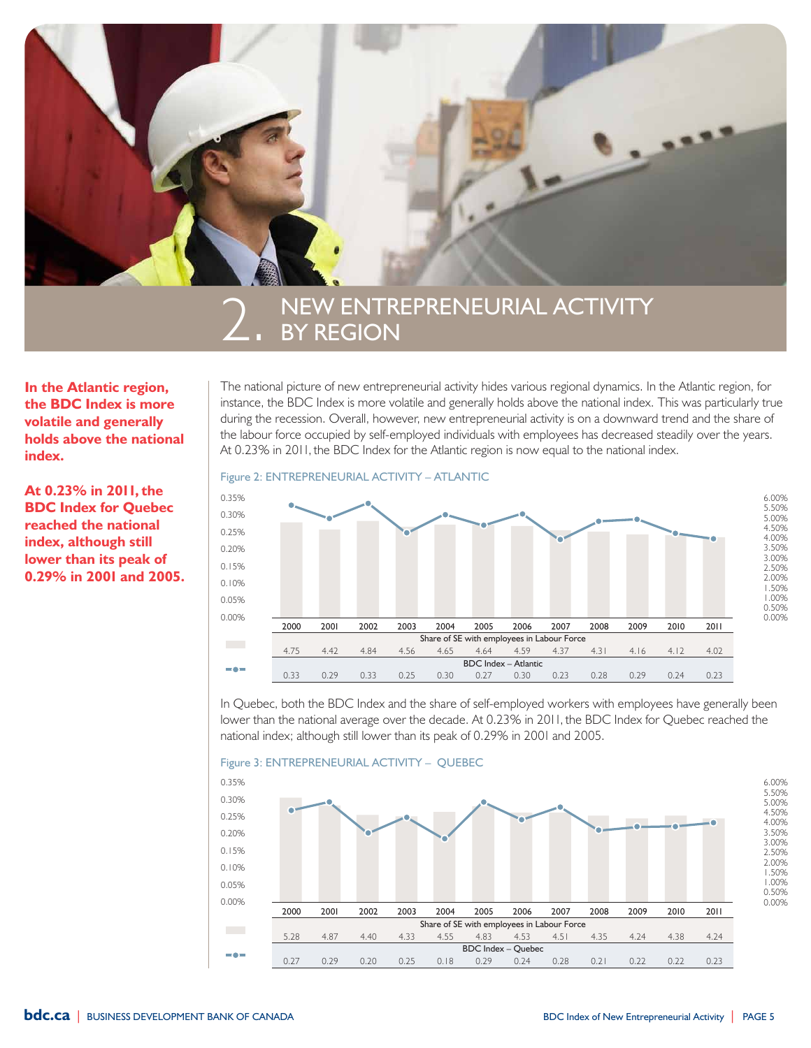# 2. NEW ENTREPRENEURIAL ACTIVITY BY REGION

**In the Atlantic region, the BDC Index is more volatile and generally holds above the national index.**

**At 0.23% in 2011, the BDC Index for Quebec reached the national index, although still lower than its peak of 0.29% in 2001 and 2005.**

The national picture of new entrepreneurial activity hides various regional dynamics. In the Atlantic region, for instance, the BDC Index is more volatile and generally holds above the national index. This was particularly true during the recession. Overall, however, new entrepreneurial activity is on a downward trend and the share of the labour force occupied by self-employed individuals with employees has decreased steadily over the years. At 0.23% in 2011, the BDC Index for the Atlantic region is now equal to the national index.

Figure 2: ENTREPRENEURIAL ACTIVITY – ATLANTIC

| | 2000 | 2001 | 2002 | 2003 | 2004 | 2005 | 2006 | 2007 | 2008 | 2009 | 2010 | 2011 |
|---|---|---|---|---|---|---|---|---|---|---|---|---|
| Share of SE with employees in Labour Force | 4.75 | 4.42 | 4.84 | 4.56 | 4.65 | 4.64 | 4.59 | 4.37 | 4.31 | 4.16 | 4.12 | 4.02 |
| BDC Index – Atlantic | 0.33 | 0.29 | 0.33 | 0.25 | 0.30 | 0.27 | 0.30 | 0.23 | 0.28 | 0.29 | 0.24 | 0.23 |

In Quebec, both the BDC Index and the share of self-employed workers with employees have generally been lower than the national average over the decade. At 0.23% in 2011, the BDC Index for Quebec reached the national index; although still lower than its peak of 0.29% in 2001 and 2005.

Figure 3: ENTREPRENEURIAL ACTIVITY – QUEBEC

| | 2000 | 2001 | 2002 | 2003 | 2004 | 2005 | 2006 | 2007 | 2008 | 2009 | 2010 | 2011 |
|---|---|---|---|---|---|---|---|---|---|---|---|---|
| Share of SE with employees in Labour Force | 5.28 | 4.87 | 4.40 | 4.33 | 4.55 | 4.83 | 4.53 | 4.51 | 4.35 | 4.24 | 4.38 | 4.24 |
| BDC Index – Quebec | 0.27 | 0.29 | 0.20 | 0.25 | 0.18 | 0.29 | 0.24 | 0.28 | 0.21 | 0.22 | 0.22 | 0.23 |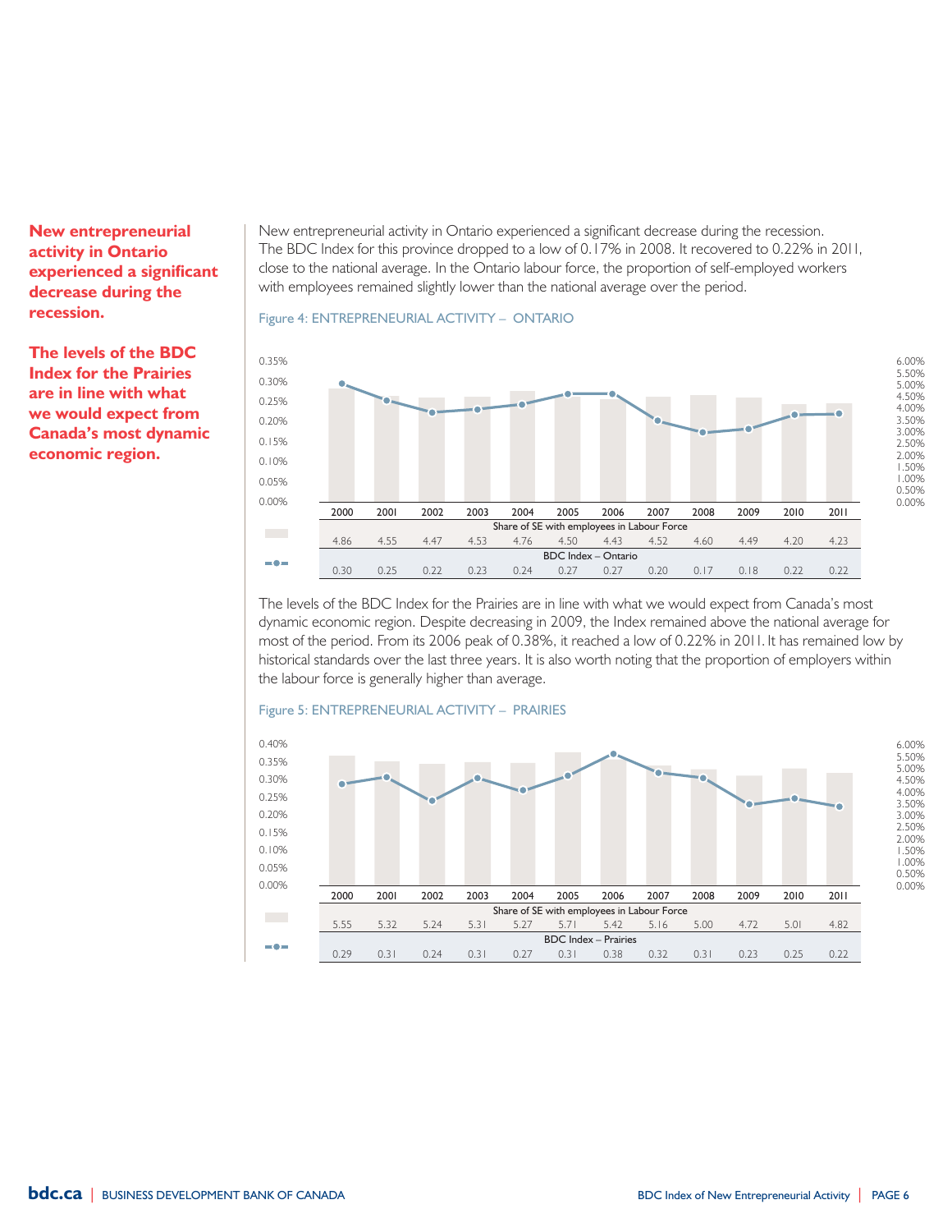**New entrepreneurial activity in Ontario experienced a significant decrease during the recession.**

**The levels of the BDC Index for the Prairies are in line with what we would expect from Canada's most dynamic economic region.**

New entrepreneurial activity in Ontario experienced a significant decrease during the recession. The BDC Index for this province dropped to a low of 0.17% in 2008. It recovered to 0.22% in 2011, close to the national average. In the Ontario labour force, the proportion of self-employed workers with employees remained slightly lower than the national average over the period.

Figure 4: ENTREPRENEURIAL ACTIVITY – ONTARIO

| | 2000 | 2001 | 2002 | 2003 | 2004 | 2005 | 2006 | 2007 | 2008 | 2009 | 2010 | 2011 |
|---|---|---|---|---|---|---|---|---|---|---|---|---|
| Share of SE with employees in Labour Force | 4.86 | 4.55 | 4.47 | 4.53 | 4.76 | 4.50 | 4.43 | 4.52 | 4.60 | 4.49 | 4.20 | 4.23 |
| BDC Index – Ontario | 0.30 | 0.25 | 0.22 | 0.23 | 0.24 | 0.27 | 0.27 | 0.20 | 0.17 | 0.18 | 0.22 | 0.22 |

The levels of the BDC Index for the Prairies are in line with what we would expect from Canada's most dynamic economic region. Despite decreasing in 2009, the Index remained above the national average for most of the period. From its 2006 peak of 0.38%, it reached a low of 0.22% in 2011. It has remained low by historical standards over the last three years. It is also worth noting that the proportion of employers within the labour force is generally higher than average.

Figure 5: ENTREPRENEURIAL ACTIVITY – PRAIRIES

| | 2000 | 2001 | 2002 | 2003 | 2004 | 2005 | 2006 | 2007 | 2008 | 2009 | 2010 | 2011 |
|---|---|---|---|---|---|---|---|---|---|---|---|---|
| Share of SE with employees in Labour Force | 5.55 | 5.32 | 5.24 | 5.31 | 5.27 | 5.71 | 5.42 | 5.16 | 5.00 | 4.72 | 5.01 | 4.82 |
| BDC Index – Prairies | 0.29 | 0.31 | 0.24 | 0.31 | 0.27 | 0.31 | 0.38 | 0.32 | 0.31 | 0.23 | 0.25 | 0.22 |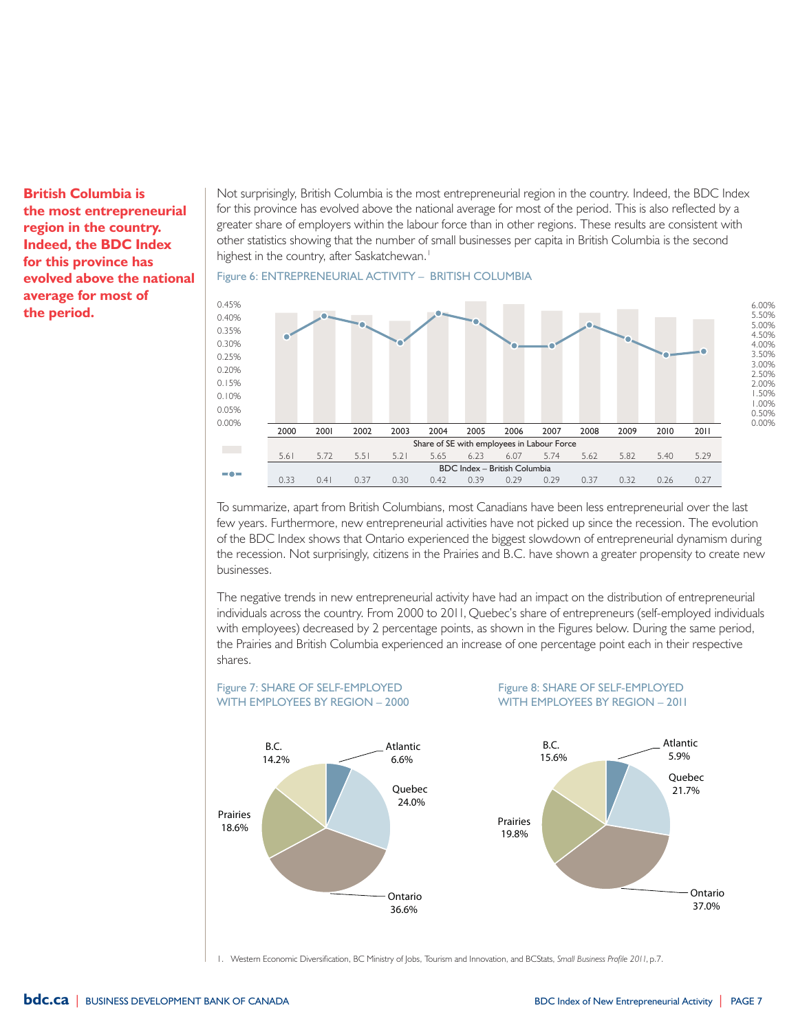**British Columbia is the most entrepreneurial region in the country. Indeed, the BDC Index for this province has evolved above the national average for most of the period.**

Not surprisingly, British Columbia is the most entrepreneurial region in the country. Indeed, the BDC Index for this province has evolved above the national average for most of the period. This is also reflected by a greater share of employers within the labour force than in other regions. These results are consistent with other statistics showing that the number of small businesses per capita in British Columbia is the second highest in the country, after Saskatchewan.[1]

Figure 6: ENTREPRENEURIAL ACTIVITY – BRITISH COLUMBIA

| | 2000 | 2001 | 2002 | 2003 | 2004 | 2005 | 2006 | 2007 | 2008 | 2009 | 2010 | 2011 |
|---|---|---|---|---|---|---|---|---|---|---|---|---|
| Share of SE with employees in Labour Force | 5.61 | 5.72 | 5.51 | 5.21 | 5.65 | 6.23 | 6.07 | 5.74 | 5.62 | 5.82 | 5.40 | 5.29 |
| BDC Index – British Columbia | 0.33 | 0.41 | 0.37 | 0.30 | 0.42 | 0.39 | 0.29 | 0.29 | 0.37 | 0.32 | 0.26 | 0.27 |

To summarize, apart from British Columbians, most Canadians have been less entrepreneurial over the last few years. Furthermore, new entrepreneurial activities have not picked up since the recession. The evolution of the BDC Index shows that Ontario experienced the biggest slowdown of entrepreneurial dynamism during the recession. Not surprisingly, citizens in the Prairies and B.C. have shown a greater propensity to create new businesses.

The negative trends in new entrepreneurial activity have had an impact on the distribution of entrepreneurial individuals across the country. From 2000 to 2011, Quebec's share of entrepreneurs (self-employed individuals with employees) decreased by 2 percentage points, as shown in the Figures below. During the same period, the Prairies and British Columbia experienced an increase of one percentage point each in their respective shares.

Figure 7: SHARE OF SELF-EMPLOYED WITH EMPLOYEES BY REGION – 2000

| Region | Share |
|---|---|
| Atlantic | 6.6% |
| Quebec | 24.0% |
| Ontario | 36.6% |
| Prairies | 18.6% |
| B.C. | 14.2% |

Figure 8: SHARE OF SELF-EMPLOYED WITH EMPLOYEES BY REGION – 2011

| Region | Share |
|---|---|
| Atlantic | 5.9% |
| Quebec | 21.7% |
| Ontario | 37.0% |
| Prairies | 19.8% |
| B.C. | 15.6% |

1. Western Economic Diversification, BC Ministry of Jobs, Tourism and Innovation, and BCStats, *Small Business Profile 2011*, p.7.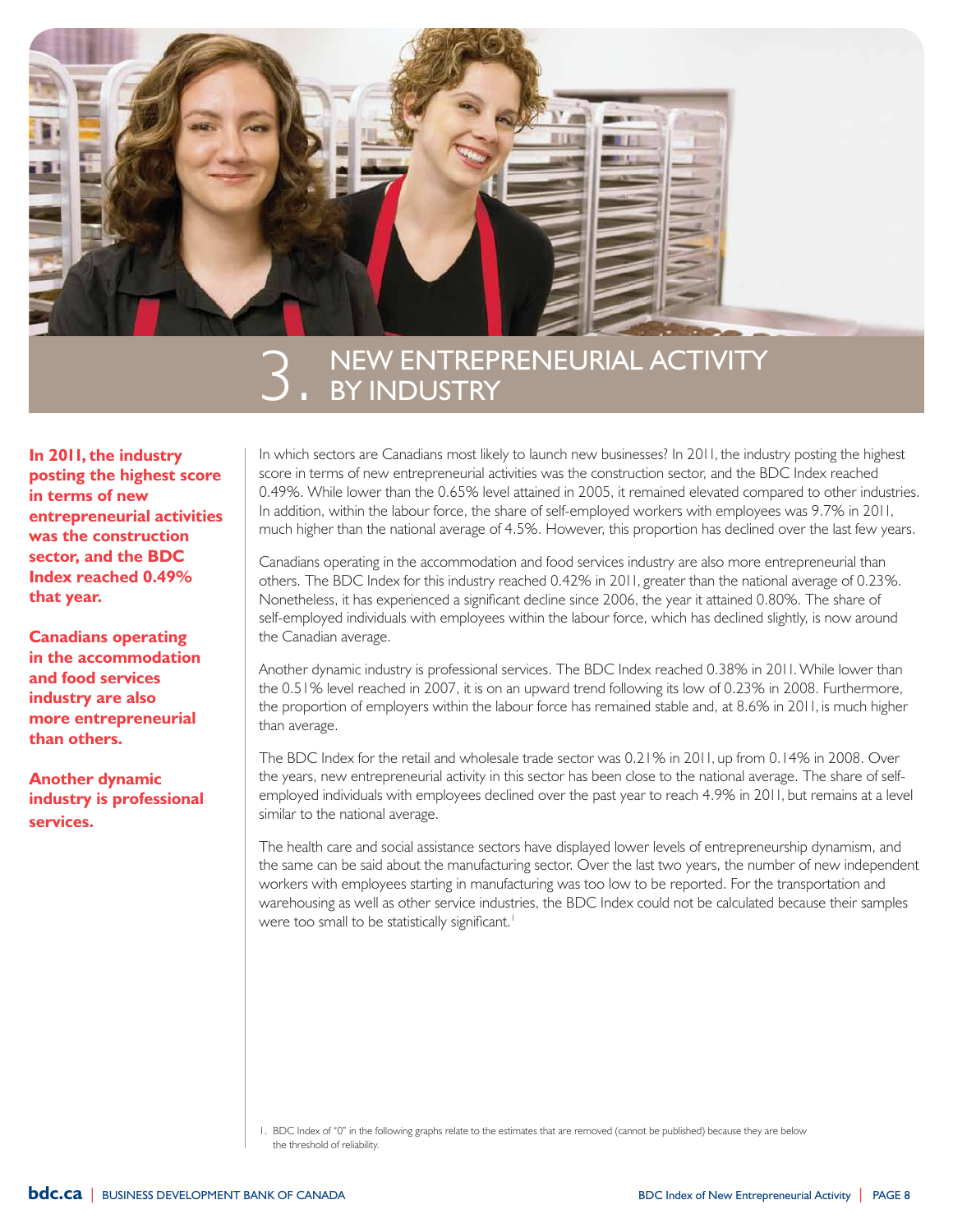# 3. NEW ENTREPRENEURIAL ACTIVITY BY INDUSTRY

**In 2011, the industry posting the highest score in terms of new entrepreneurial activities was the construction sector, and the BDC Index reached 0.49% that year.**

**Canadians operating in the accommodation and food services industry are also more entrepreneurial than others.**

**Another dynamic industry is professional services.**

In which sectors are Canadians most likely to launch new businesses? In 2011, the industry posting the highest score in terms of new entrepreneurial activities was the construction sector, and the BDC Index reached 0.49%. While lower than the 0.65% level attained in 2005, it remained elevated compared to other industries. In addition, within the labour force, the share of self-employed workers with employees was 9.7% in 2011, much higher than the national average of 4.5%. However, this proportion has declined over the last few years.

Canadians operating in the accommodation and food services industry are also more entrepreneurial than others. The BDC Index for this industry reached 0.42% in 2011, greater than the national average of 0.23%. Nonetheless, it has experienced a significant decline since 2006, the year it attained 0.80%. The share of self-employed individuals with employees within the labour force, which has declined slightly, is now around the Canadian average.

Another dynamic industry is professional services. The BDC Index reached 0.38% in 2011. While lower than the 0.51% level reached in 2007, it is on an upward trend following its low of 0.23% in 2008. Furthermore, the proportion of employers within the labour force has remained stable and, at 8.6% in 2011, is much higher than average.

The BDC Index for the retail and wholesale trade sector was 0.21% in 2011, up from 0.14% in 2008. Over the years, new entrepreneurial activity in this sector has been close to the national average. The share of self-employed individuals with employees declined over the past year to reach 4.9% in 2011, but remains at a level similar to the national average.

The health care and social assistance sectors have displayed lower levels of entrepreneurship dynamism, and the same can be said about the manufacturing sector. Over the last two years, the number of new independent workers with employees starting in manufacturing was too low to be reported. For the transportation and warehousing as well as other service industries, the BDC Index could not be calculated because their samples were too small to be statistically significant.[1]

1. BDC Index of "0" in the following graphs relate to the estimates that are removed (cannot be published) because they are below the threshold of reliability.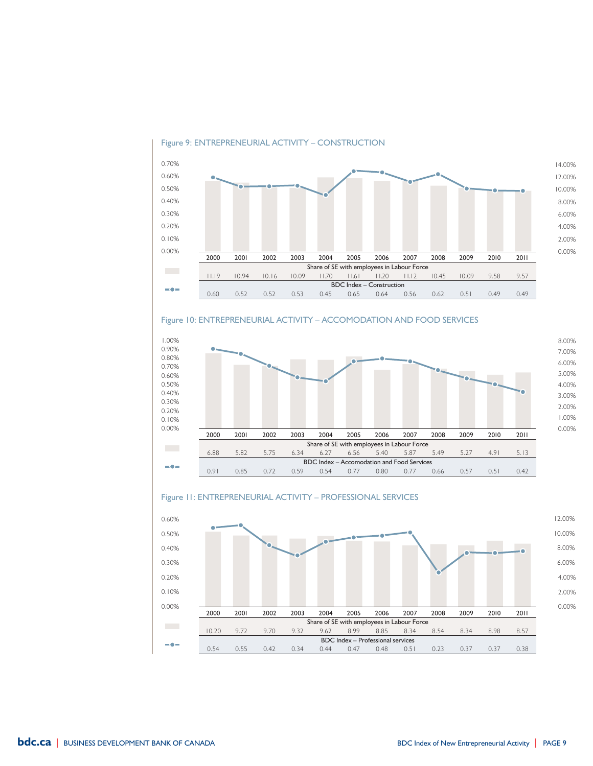## Figure 9: ENTREPRENEURIAL ACTIVITY – CONSTRUCTION

| | 2000 | 2001 | 2002 | 2003 | 2004 | 2005 | 2006 | 2007 | 2008 | 2009 | 2010 | 2011 |
|---|---|---|---|---|---|---|---|---|---|---|---|---|
| Share of SE with employees in Labour Force | 11.19 | 10.94 | 10.16 | 10.09 | 11.70 | 11.61 | 11.20 | 11.12 | 10.45 | 10.09 | 9.58 | 9.57 |
| BDC Index – Construction | 0.60 | 0.52 | 0.52 | 0.53 | 0.45 | 0.65 | 0.64 | 0.56 | 0.62 | 0.51 | 0.49 | 0.49 |

## Figure 10: ENTREPRENEURIAL ACTIVITY – ACCOMODATION AND FOOD SERVICES

| | 2000 | 2001 | 2002 | 2003 | 2004 | 2005 | 2006 | 2007 | 2008 | 2009 | 2010 | 2011 |
|---|---|---|---|---|---|---|---|---|---|---|---|---|
| Share of SE with employees in Labour Force | 6.88 | 5.82 | 5.75 | 6.34 | 6.27 | 6.56 | 5.40 | 5.87 | 5.49 | 5.27 | 4.91 | 5.13 |
| BDC Index – Accomodation and Food Services | 0.91 | 0.85 | 0.72 | 0.59 | 0.54 | 0.77 | 0.80 | 0.77 | 0.66 | 0.57 | 0.51 | 0.42 |

## Figure 11: ENTREPRENEURIAL ACTIVITY – PROFESSIONAL SERVICES

| | 2000 | 2001 | 2002 | 2003 | 2004 | 2005 | 2006 | 2007 | 2008 | 2009 | 2010 | 2011 |
|---|---|---|---|---|---|---|---|---|---|---|---|---|
| Share of SE with employees in Labour Force | 10.20 | 9.72 | 9.70 | 9.32 | 9.62 | 8.99 | 8.85 | 8.34 | 8.54 | 8.34 | 8.98 | 8.57 |
| BDC Index – Professional services | 0.54 | 0.55 | 0.42 | 0.34 | 0.44 | 0.47 | 0.48 | 0.51 | 0.23 | 0.37 | 0.37 | 0.38 |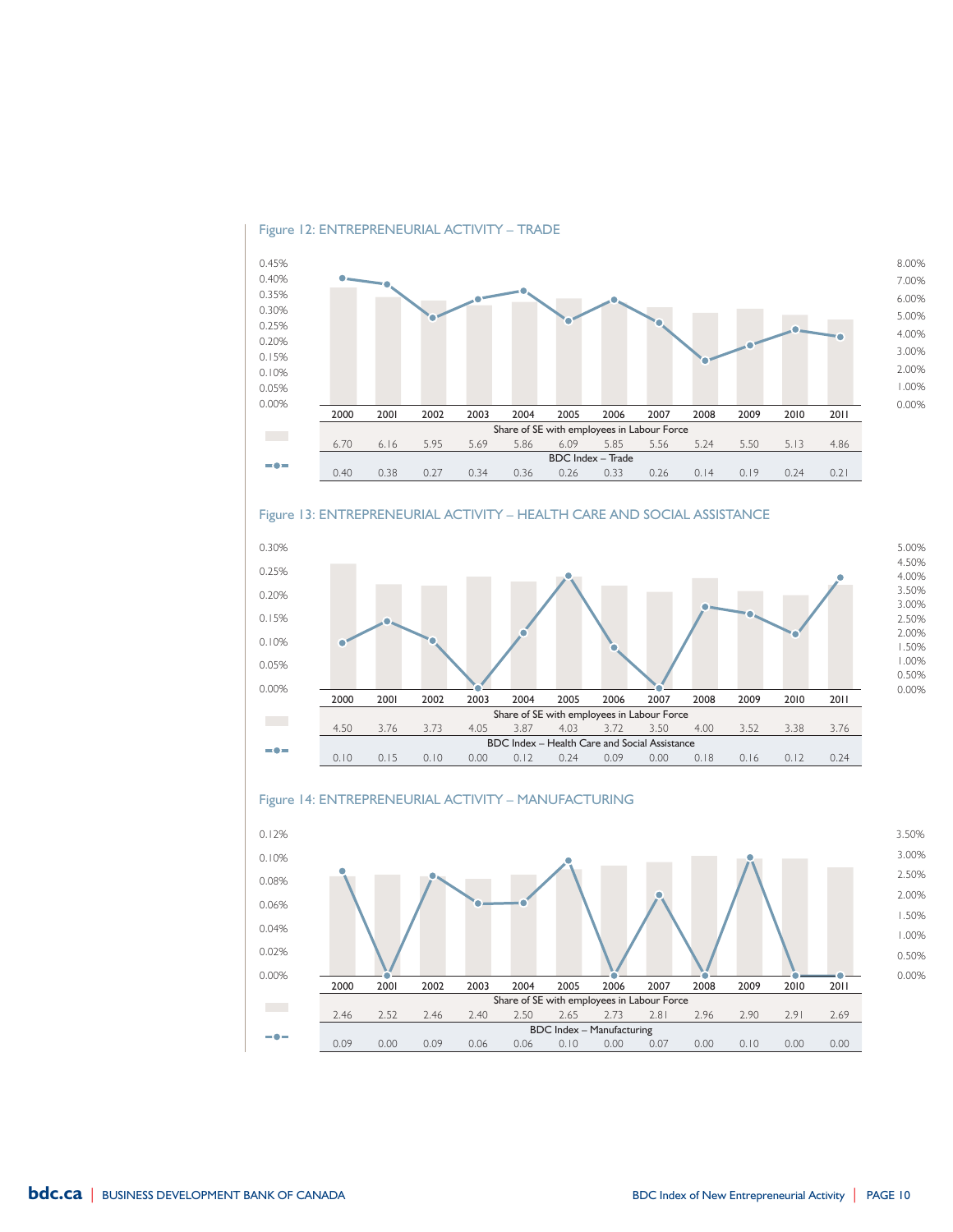Figure 12: ENTREPRENEURIAL ACTIVITY – TRADE

| | 2000 | 2001 | 2002 | 2003 | 2004 | 2005 | 2006 | 2007 | 2008 | 2009 | 2010 | 2011 |
|---|---|---|---|---|---|---|---|---|---|---|---|---|
| Share of SE with employees in Labour Force | 6.70 | 6.16 | 5.95 | 5.69 | 5.86 | 6.09 | 5.85 | 5.56 | 5.24 | 5.50 | 5.13 | 4.86 |
| BDC Index – Trade | 0.40 | 0.38 | 0.27 | 0.34 | 0.36 | 0.26 | 0.33 | 0.26 | 0.14 | 0.19 | 0.24 | 0.21 |

Figure 13: ENTREPRENEURIAL ACTIVITY – HEALTH CARE AND SOCIAL ASSISTANCE

| | 2000 | 2001 | 2002 | 2003 | 2004 | 2005 | 2006 | 2007 | 2008 | 2009 | 2010 | 2011 |
|---|---|---|---|---|---|---|---|---|---|---|---|---|
| Share of SE with employees in Labour Force | 4.50 | 3.76 | 3.73 | 4.05 | 3.87 | 4.03 | 3.72 | 3.50 | 4.00 | 3.52 | 3.38 | 3.76 |
| BDC Index – Health Care and Social Assistance | 0.10 | 0.15 | 0.10 | 0.00 | 0.12 | 0.24 | 0.09 | 0.00 | 0.18 | 0.16 | 0.12 | 0.24 |

Figure 14: ENTREPRENEURIAL ACTIVITY – MANUFACTURING

| | 2000 | 2001 | 2002 | 2003 | 2004 | 2005 | 2006 | 2007 | 2008 | 2009 | 2010 | 2011 |
|---|---|---|---|---|---|---|---|---|---|---|---|---|
| Share of SE with employees in Labour Force | 2.46 | 2.52 | 2.46 | 2.40 | 2.50 | 2.65 | 2.73 | 2.81 | 2.96 | 2.90 | 2.91 | 2.69 |
| BDC Index – Manufacturing | 0.09 | 0.00 | 0.09 | 0.06 | 0.06 | 0.10 | 0.00 | 0.07 | 0.00 | 0.10 | 0.00 | 0.00 |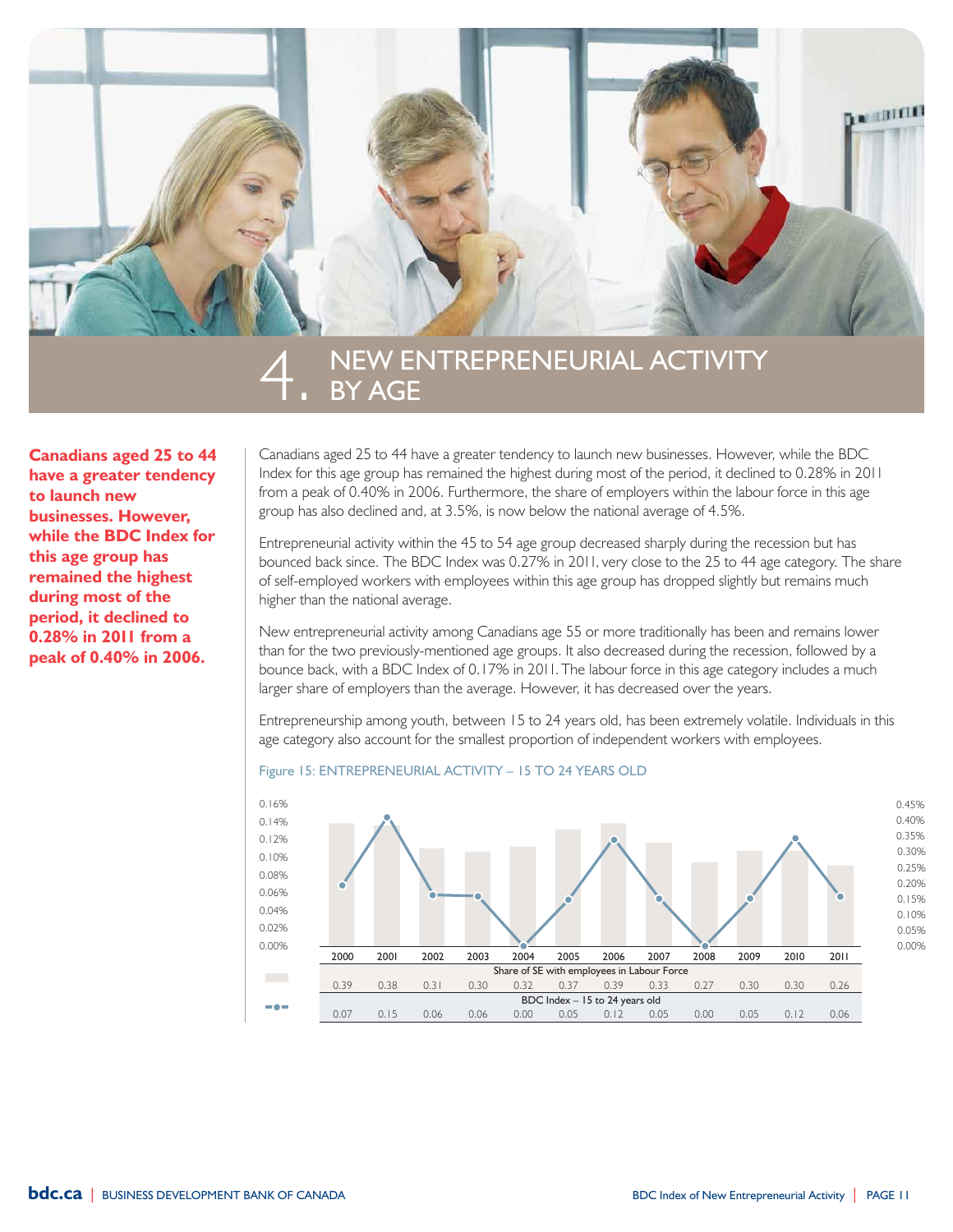# 4. NEW ENTREPRENEURIAL ACTIVITY BY AGE

**Canadians aged 25 to 44 have a greater tendency to launch new businesses. However, while the BDC Index for this age group has remained the highest during most of the period, it declined to 0.28% in 2011 from a peak of 0.40% in 2006.**

Canadians aged 25 to 44 have a greater tendency to launch new businesses. However, while the BDC Index for this age group has remained the highest during most of the period, it declined to 0.28% in 2011 from a peak of 0.40% in 2006. Furthermore, the share of employers within the labour force in this age group has also declined and, at 3.5%, is now below the national average of 4.5%.

Entrepreneurial activity within the 45 to 54 age group decreased sharply during the recession but has bounced back since. The BDC Index was 0.27% in 2011, very close to the 25 to 44 age category. The share of self-employed workers with employees within this age group has dropped slightly but remains much higher than the national average.

New entrepreneurial activity among Canadians age 55 or more traditionally has been and remains lower than for the two previously-mentioned age groups. It also decreased during the recession, followed by a bounce back, with a BDC Index of 0.17% in 2011. The labour force in this age category includes a much larger share of employers than the average. However, it has decreased over the years.

Entrepreneurship among youth, between 15 to 24 years old, has been extremely volatile. Individuals in this age category also account for the smallest proportion of independent workers with employees.

Figure 15: ENTREPRENEURIAL ACTIVITY – 15 TO 24 YEARS OLD

| | 2000 | 2001 | 2002 | 2003 | 2004 | 2005 | 2006 | 2007 | 2008 | 2009 | 2010 | 2011 |
|---|---|---|---|---|---|---|---|---|---|---|---|---|
| Share of SE with employees in Labour Force | 0.39 | 0.38 | 0.31 | 0.30 | 0.32 | 0.37 | 0.39 | 0.33 | 0.27 | 0.30 | 0.30 | 0.26 |
| BDC Index – 15 to 24 years old | 0.07 | 0.15 | 0.06 | 0.06 | 0.00 | 0.05 | 0.12 | 0.05 | 0.00 | 0.05 | 0.12 | 0.06 |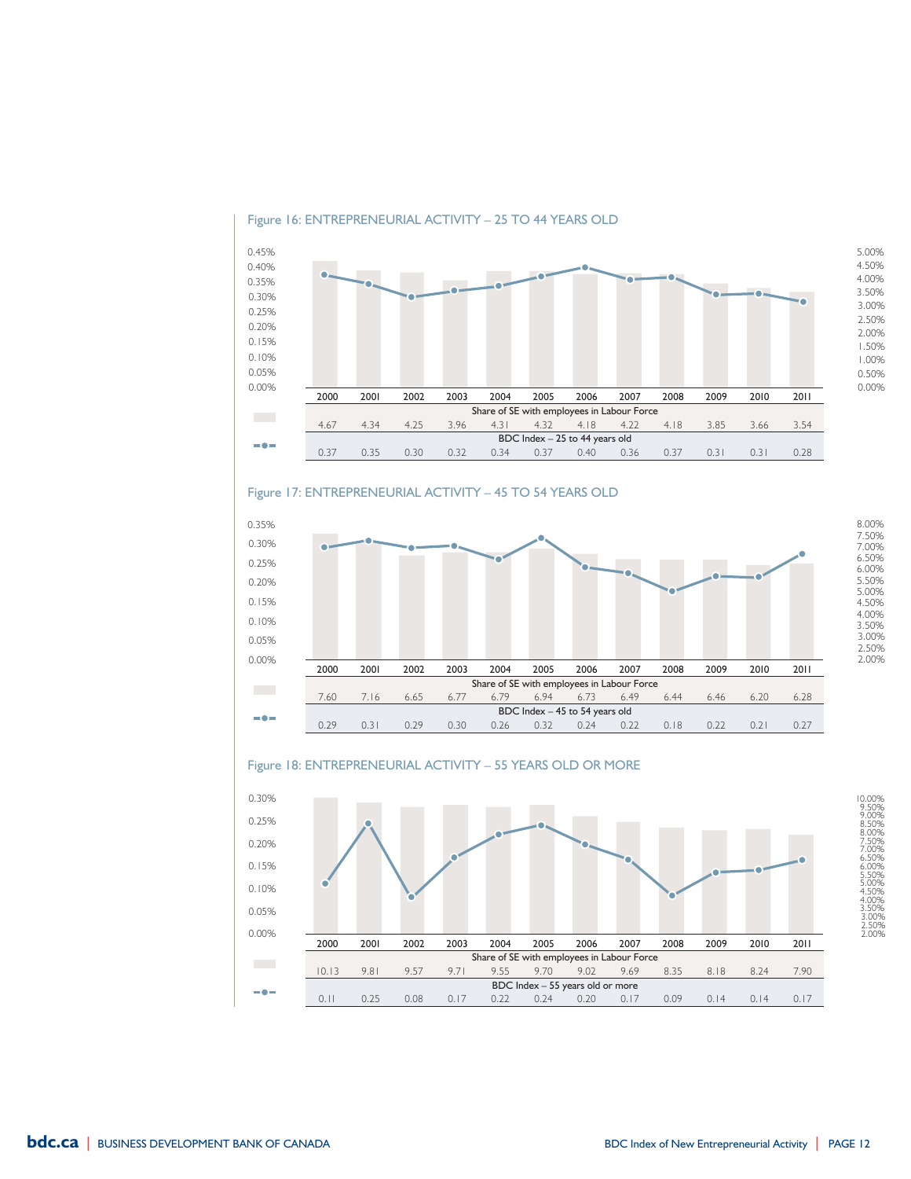Figure 16: ENTREPRENEURIAL ACTIVITY – 25 TO 44 YEARS OLD

| | 2000 | 2001 | 2002 | 2003 | 2004 | 2005 | 2006 | 2007 | 2008 | 2009 | 2010 | 2011 |
|---|---|---|---|---|---|---|---|---|---|---|---|---|
| Share of SE with employees in Labour Force | 4.67 | 4.34 | 4.25 | 3.96 | 4.31 | 4.32 | 4.18 | 4.22 | 4.18 | 3.85 | 3.66 | 3.54 |
| BDC Index – 25 to 44 years old | 0.37 | 0.35 | 0.30 | 0.32 | 0.34 | 0.37 | 0.40 | 0.36 | 0.37 | 0.31 | 0.31 | 0.28 |

Figure 17: ENTREPRENEURIAL ACTIVITY – 45 TO 54 YEARS OLD

| | 2000 | 2001 | 2002 | 2003 | 2004 | 2005 | 2006 | 2007 | 2008 | 2009 | 2010 | 2011 |
|---|---|---|---|---|---|---|---|---|---|---|---|---|
| Share of SE with employees in Labour Force | 7.60 | 7.16 | 6.65 | 6.77 | 6.79 | 6.94 | 6.73 | 6.49 | 6.44 | 6.46 | 6.20 | 6.28 |
| BDC Index – 45 to 54 years old | 0.29 | 0.31 | 0.29 | 0.30 | 0.26 | 0.32 | 0.24 | 0.22 | 0.18 | 0.22 | 0.21 | 0.27 |

Figure 18: ENTREPRENEURIAL ACTIVITY – 55 YEARS OLD OR MORE

| | 2000 | 2001 | 2002 | 2003 | 2004 | 2005 | 2006 | 2007 | 2008 | 2009 | 2010 | 2011 |
|---|---|---|---|---|---|---|---|---|---|---|---|---|
| Share of SE with employees in Labour Force | 10.13 | 9.81 | 9.57 | 9.71 | 9.55 | 9.70 | 9.02 | 9.69 | 8.35 | 8.18 | 8.24 | 7.90 |
| BDC Index – 55 years old or more | 0.11 | 0.25 | 0.08 | 0.17 | 0.22 | 0.24 | 0.20 | 0.17 | 0.09 | 0.14 | 0.14 | 0.17 |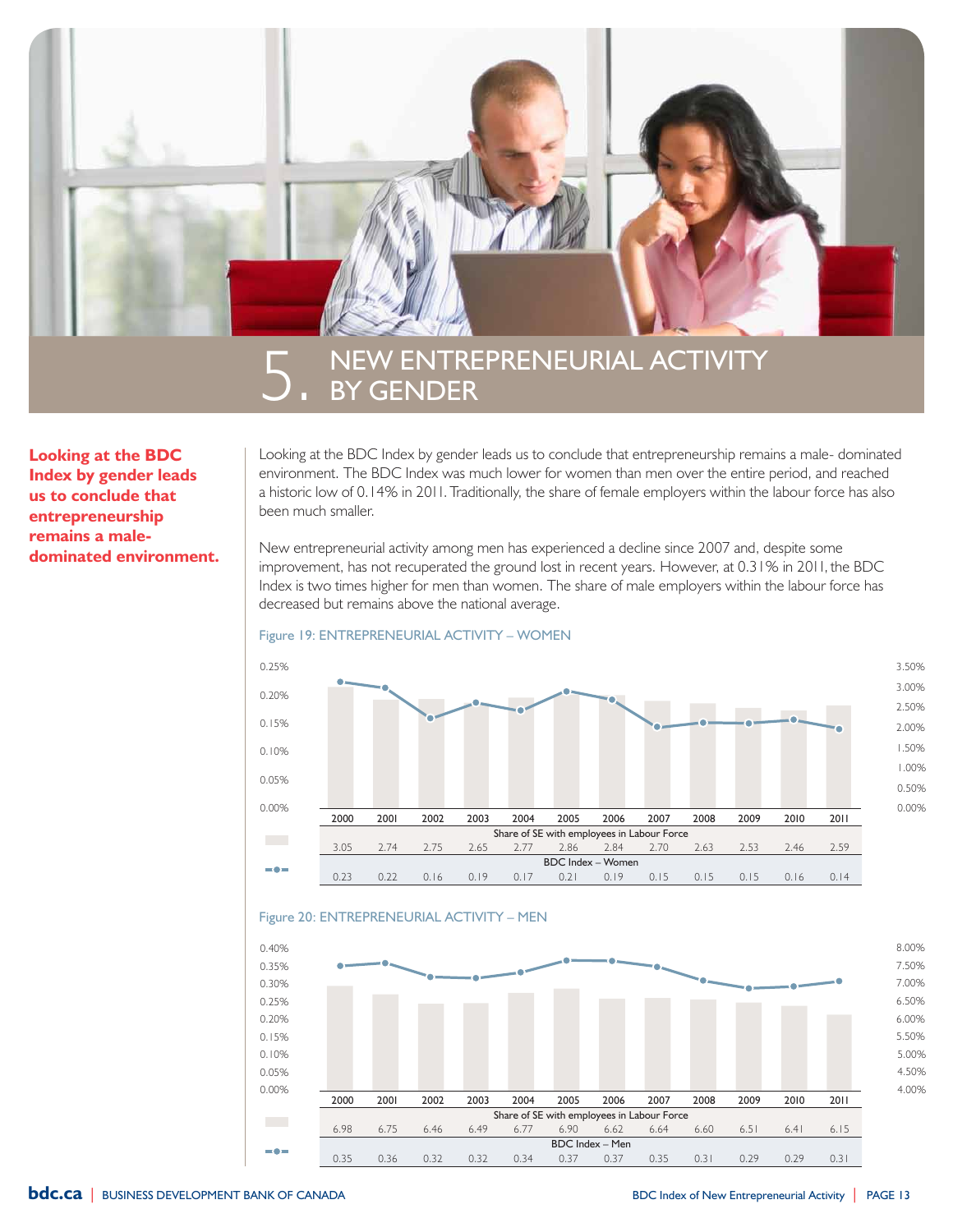# 5. NEW ENTREPRENEURIAL ACTIVITY BY GENDER

**Looking at the BDC Index by gender leads us to conclude that entrepreneurship remains a male-dominated environment.**

Looking at the BDC Index by gender leads us to conclude that entrepreneurship remains a male- dominated environment. The BDC Index was much lower for women than men over the entire period, and reached a historic low of 0.14% in 2011. Traditionally, the share of female employers within the labour force has also been much smaller.

New entrepreneurial activity among men has experienced a decline since 2007 and, despite some improvement, has not recuperated the ground lost in recent years. However, at 0.31% in 2011, the BDC Index is two times higher for men than women. The share of male employers within the labour force has decreased but remains above the national average.

Figure 19: ENTREPRENEURIAL ACTIVITY – WOMEN

| | 2000 | 2001 | 2002 | 2003 | 2004 | 2005 | 2006 | 2007 | 2008 | 2009 | 2010 | 2011 |
|---|---|---|---|---|---|---|---|---|---|---|---|---|
| Share of SE with employees in Labour Force | 3.05 | 2.74 | 2.75 | 2.65 | 2.77 | 2.86 | 2.84 | 2.70 | 2.63 | 2.53 | 2.46 | 2.59 |
| BDC Index – Women | 0.23 | 0.22 | 0.16 | 0.19 | 0.17 | 0.21 | 0.19 | 0.15 | 0.15 | 0.15 | 0.16 | 0.14 |

Figure 20: ENTREPRENEURIAL ACTIVITY – MEN

| | 2000 | 2001 | 2002 | 2003 | 2004 | 2005 | 2006 | 2007 | 2008 | 2009 | 2010 | 2011 |
|---|---|---|---|---|---|---|---|---|---|---|---|---|
| Share of SE with employees in Labour Force | 6.98 | 6.75 | 6.46 | 6.49 | 6.77 | 6.90 | 6.62 | 6.64 | 6.60 | 6.51 | 6.41 | 6.15 |
| BDC Index – Men | 0.35 | 0.36 | 0.32 | 0.32 | 0.34 | 0.37 | 0.37 | 0.35 | 0.31 | 0.29 | 0.29 | 0.31 |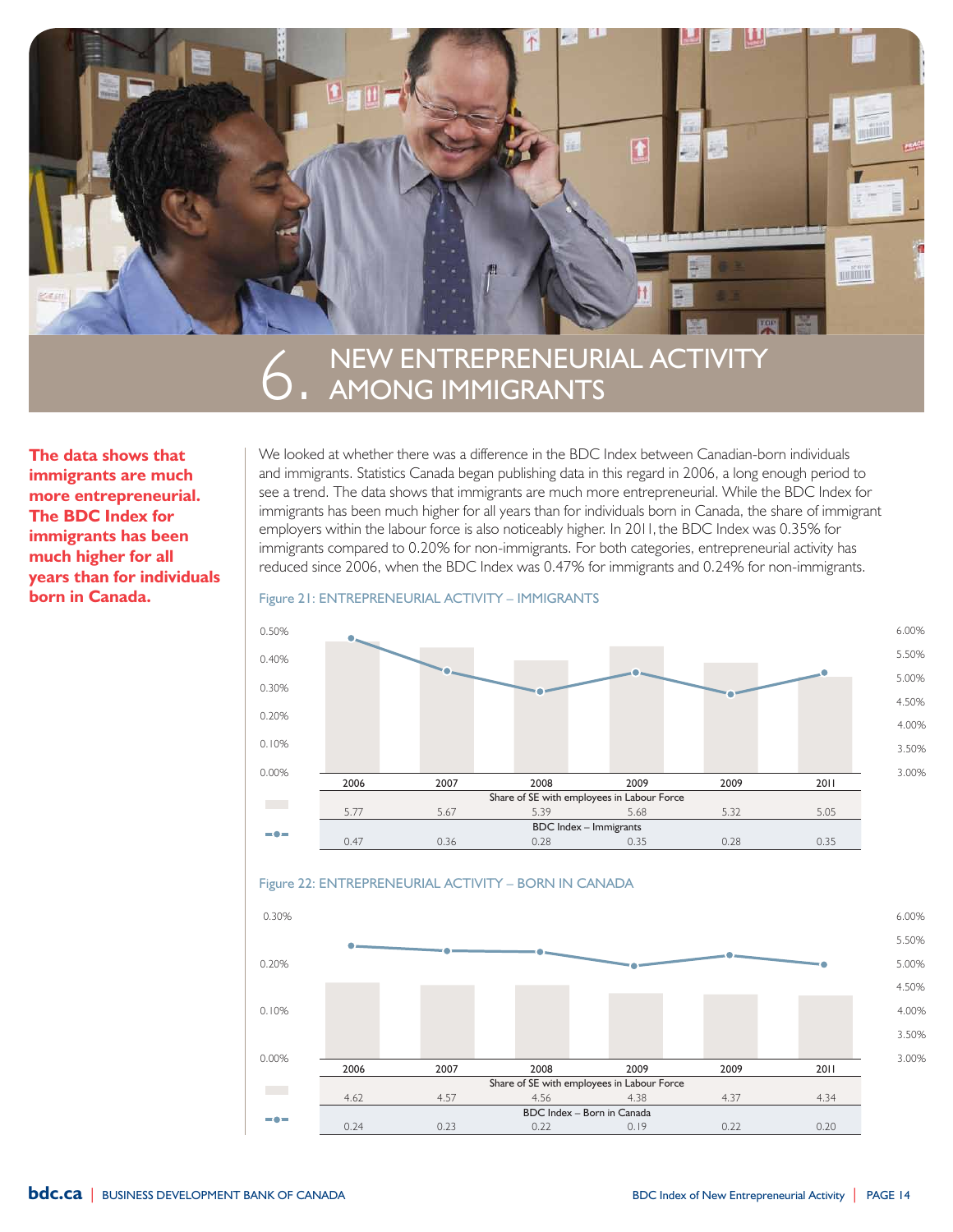# 6. NEW ENTREPRENEURIAL ACTIVITY AMONG IMMIGRANTS

**The data shows that immigrants are much more entrepreneurial. The BDC Index for immigrants has been much higher for all years than for individuals born in Canada.**

We looked at whether there was a difference in the BDC Index between Canadian-born individuals and immigrants. Statistics Canada began publishing data in this regard in 2006, a long enough period to see a trend. The data shows that immigrants are much more entrepreneurial. While the BDC Index for immigrants has been much higher for all years than for individuals born in Canada, the share of immigrant employers within the labour force is also noticeably higher. In 2011, the BDC Index was 0.35% for immigrants compared to 0.20% for non-immigrants. For both categories, entrepreneurial activity has reduced since 2006, when the BDC Index was 0.47% for immigrants and 0.24% for non-immigrants.

Figure 21: ENTREPRENEURIAL ACTIVITY – IMMIGRANTS

| | 2006 | 2007 | 2008 | 2009 | 2009 | 2011 |
|---|---|---|---|---|---|---|
| Share of SE with employees in Labour Force | 5.77 | 5.67 | 5.39 | 5.68 | 5.32 | 5.05 |
| BDC Index – Immigrants | 0.47 | 0.36 | 0.28 | 0.35 | 0.28 | 0.35 |

Figure 22: ENTREPRENEURIAL ACTIVITY – BORN IN CANADA

| | 2006 | 2007 | 2008 | 2009 | 2009 | 2011 |
|---|---|---|---|---|---|---|
| Share of SE with employees in Labour Force | 4.62 | 4.57 | 4.56 | 4.38 | 4.37 | 4.34 |
| BDC Index – Born in Canada | 0.24 | 0.23 | 0.22 | 0.19 | 0.22 | 0.20 |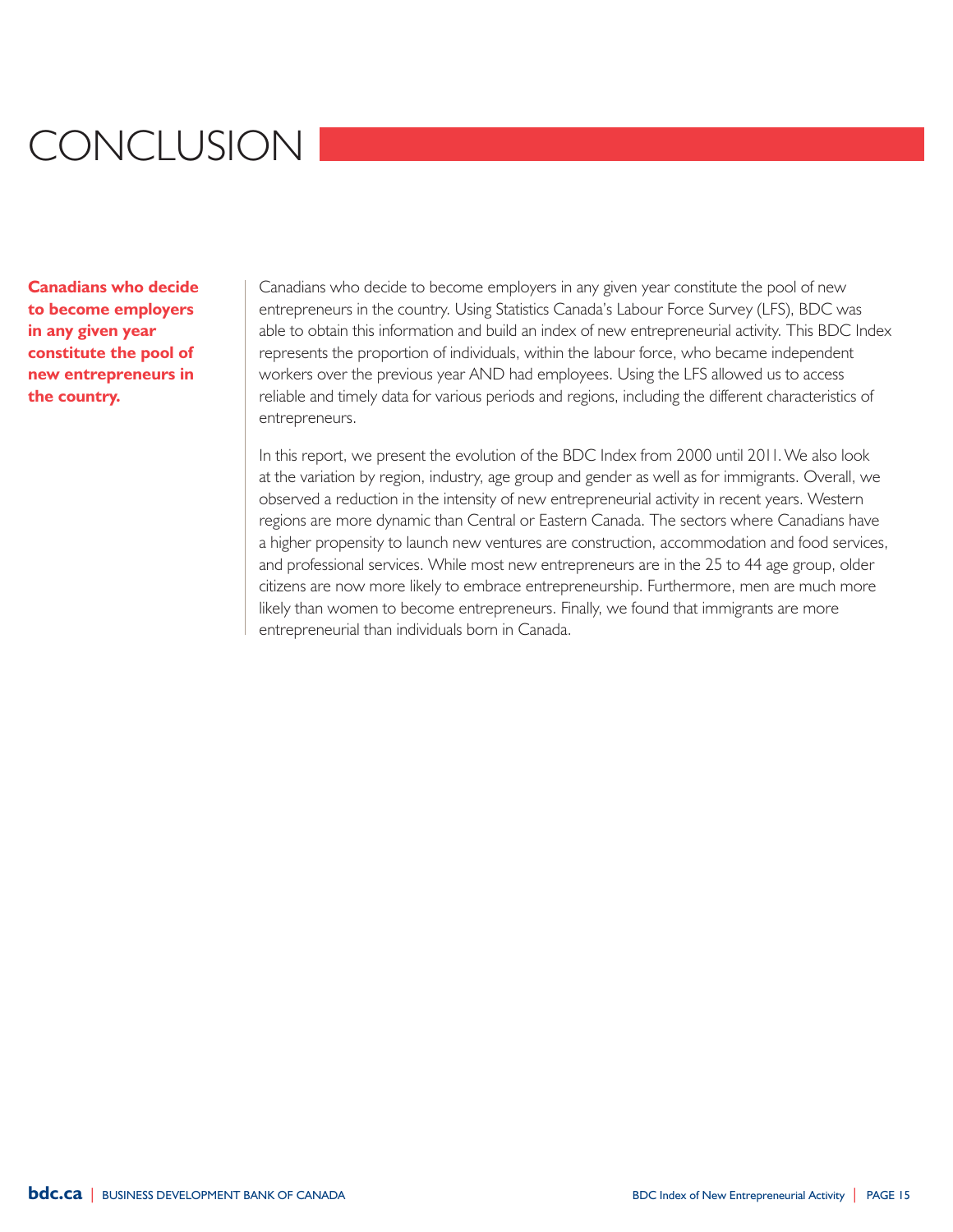# CONCLUSION

**Canadians who decide to become employers in any given year constitute the pool of new entrepreneurs in the country.**

Canadians who decide to become employers in any given year constitute the pool of new entrepreneurs in the country. Using Statistics Canada's Labour Force Survey (LFS), BDC was able to obtain this information and build an index of new entrepreneurial activity. This BDC Index represents the proportion of individuals, within the labour force, who became independent workers over the previous year AND had employees. Using the LFS allowed us to access reliable and timely data for various periods and regions, including the different characteristics of entrepreneurs.

In this report, we present the evolution of the BDC Index from 2000 until 2011. We also look at the variation by region, industry, age group and gender as well as for immigrants. Overall, we observed a reduction in the intensity of new entrepreneurial activity in recent years. Western regions are more dynamic than Central or Eastern Canada. The sectors where Canadians have a higher propensity to launch new ventures are construction, accommodation and food services, and professional services. While most new entrepreneurs are in the 25 to 44 age group, older citizens are now more likely to embrace entrepreneurship. Furthermore, men are much more likely than women to become entrepreneurs. Finally, we found that immigrants are more entrepreneurial than individuals born in Canada.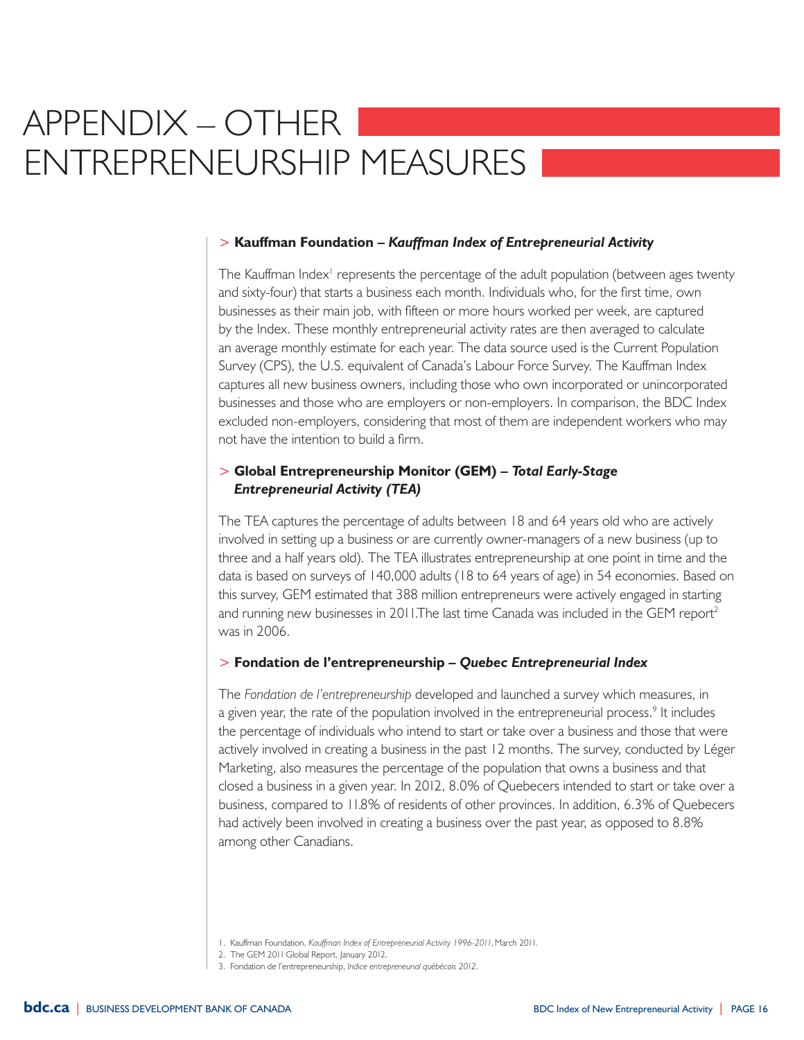# APPENDIX – OTHER ENTREPRENEURSHIP MEASURES

> **Kauffman Foundation – *Kauffman Index of Entrepreneurial Activity***

The Kauffman Index[1] represents the percentage of the adult population (between ages twenty and sixty-four) that starts a business each month. Individuals who, for the first time, own businesses as their main job, with fifteen or more hours worked per week, are captured by the Index. These monthly entrepreneurial activity rates are then averaged to calculate an average monthly estimate for each year. The data source used is the Current Population Survey (CPS), the U.S. equivalent of Canada's Labour Force Survey. The Kauffman Index captures all new business owners, including those who own incorporated or unincorporated businesses and those who are employers or non-employers. In comparison, the BDC Index excluded non-employers, considering that most of them are independent workers who may not have the intention to build a firm.

> **Global Entrepreneurship Monitor (GEM) – *Total Early-Stage Entrepreneurial Activity (TEA)***

The TEA captures the percentage of adults between 18 and 64 years old who are actively involved in setting up a business or are currently owner-managers of a new business (up to three and a half years old). The TEA illustrates entrepreneurship at one point in time and the data is based on surveys of 140,000 adults (18 to 64 years of age) in 54 economies. Based on this survey, GEM estimated that 388 million entrepreneurs were actively engaged in starting and running new businesses in 2011.The last time Canada was included in the GEM report[2] was in 2006.

> **Fondation de l'entrepreneurship – *Quebec Entrepreneurial Index***

The *Fondation de l'entrepreneurship* developed and launched a survey which measures, in a given year, the rate of the population involved in the entrepreneurial process.[9] It includes the percentage of individuals who intend to start or take over a business and those that were actively involved in creating a business in the past 12 months. The survey, conducted by Léger Marketing, also measures the percentage of the population that owns a business and that closed a business in a given year. In 2012, 8.0% of Quebecers intended to start or take over a business, compared to 11.8% of residents of other provinces. In addition, 6.3% of Quebecers had actively been involved in creating a business over the past year, as opposed to 8.8% among other Canadians.

1. Kauffman Foundation, *Kauffman Index of Entrepreneurial Activity 1996-2011*, March 2011.
2. The GEM 2011 Global Report, January 2012.
3. Fondation de l'entrepreneurship, *Indice entrepreneurial québécois 2012*.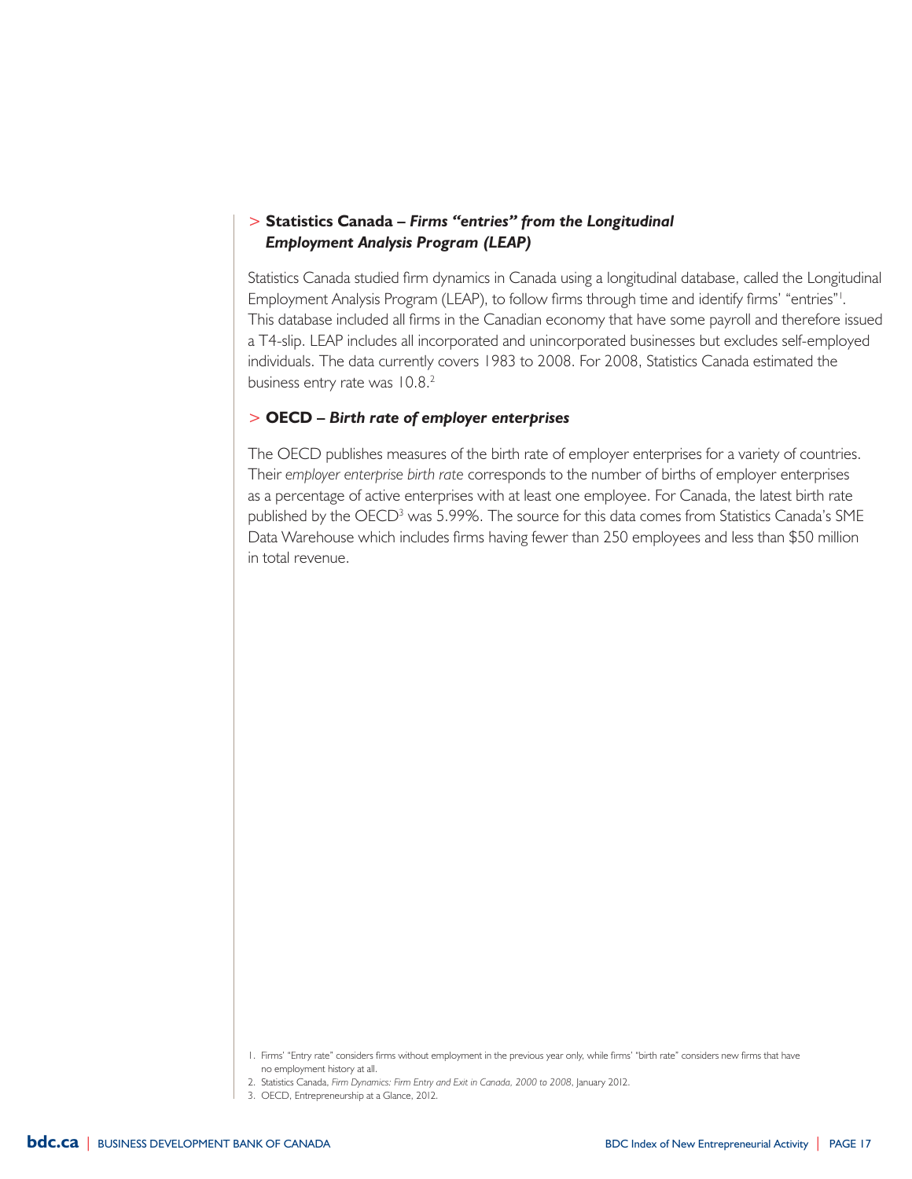### > Statistics Canada – *Firms "entries" from the Longitudinal Employment Analysis Program (LEAP)*

Statistics Canada studied firm dynamics in Canada using a longitudinal database, called the Longitudinal Employment Analysis Program (LEAP), to follow firms through time and identify firms' "entries"[1]. This database included all firms in the Canadian economy that have some payroll and therefore issued a T4-slip. LEAP includes all incorporated and unincorporated businesses but excludes self-employed individuals. The data currently covers 1983 to 2008. For 2008, Statistics Canada estimated the business entry rate was 10.8.[2]

### > OECD – *Birth rate of employer enterprises*

The OECD publishes measures of the birth rate of employer enterprises for a variety of countries. Their *employer enterprise birth rate* corresponds to the number of births of employer enterprises as a percentage of active enterprises with at least one employee. For Canada, the latest birth rate published by the OECD[3] was 5.99%. The source for this data comes from Statistics Canada's SME Data Warehouse which includes firms having fewer than 250 employees and less than $50 million in total revenue.

1. Firms' "Entry rate" considers firms without employment in the previous year only, while firms' "birth rate" considers new firms that have no employment history at all.
2. Statistics Canada, *Firm Dynamics: Firm Entry and Exit in Canada, 2000 to 2008*, January 2012.
3. OECD, Entrepreneurship at a Glance, 2012.